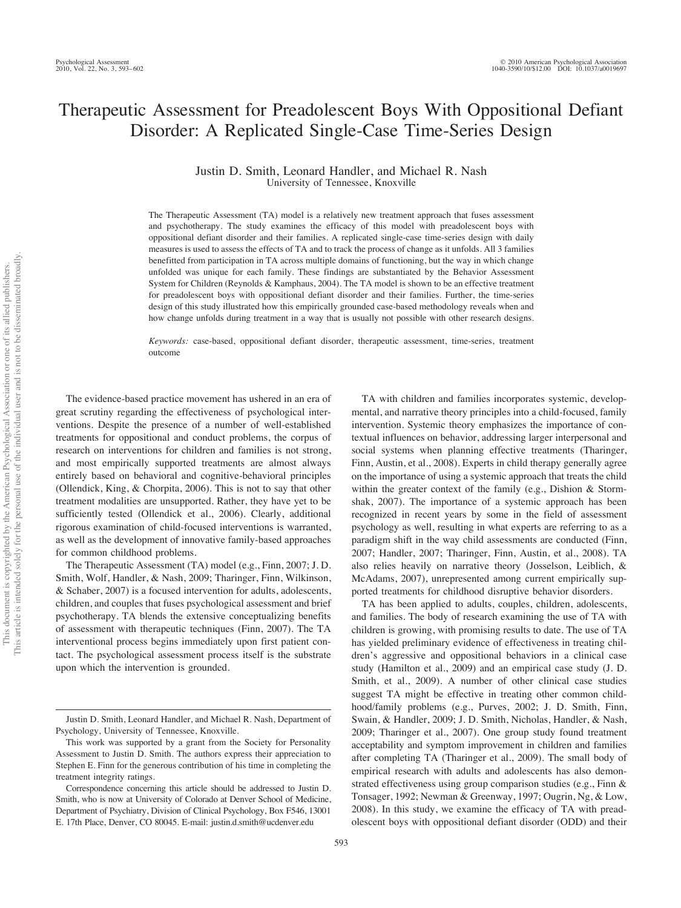# Therapeutic Assessment for Preadolescent Boys With Oppositional Defiant Disorder: A Replicated Single-Case Time-Series Design

Justin D. Smith, Leonard Handler, and Michael R. Nash
University of Tennessee, Knoxville

The Therapeutic Assessment (TA) model is a relatively new treatment approach that fuses assessment and psychotherapy. The study examines the efficacy of this model with preadolescent boys with oppositional defiant disorder and their families. A replicated single-case time-series design with daily measures is used to assess the effects of TA and to track the process of change as it unfolds. All 3 families benefitted from participation in TA across multiple domains of functioning, but the way in which change unfolded was unique for each family. These findings are substantiated by the Behavior Assessment System for Children (Reynolds & Kamphaus, 2004). The TA model is shown to be an effective treatment for preadolescent boys with oppositional defiant disorder and their families. Further, the time-series design of this study illustrated how this empirically grounded case-based methodology reveals when and how change unfolds during treatment in a way that is usually not possible with other research designs.

*Keywords:* case-based, oppositional defiant disorder, therapeutic assessment, time-series, treatment outcome

The evidence-based practice movement has ushered in an era of great scrutiny regarding the effectiveness of psychological interventions. Despite the presence of a number of well-established treatments for oppositional and conduct problems, the corpus of research on interventions for children and families is not strong, and most empirically supported treatments are almost always entirely based on behavioral and cognitive-behavioral principles (Ollendick, King, & Chorpita, 2006). This is not to say that other treatment modalities are unsupported. Rather, they have yet to be sufficiently tested (Ollendick et al., 2006). Clearly, additional rigorous examination of child-focused interventions is warranted, as well as the development of innovative family-based approaches for common childhood problems.

The Therapeutic Assessment (TA) model (e.g., Finn, 2007; J. D. Smith, Wolf, Handler, & Nash, 2009; Tharinger, Finn, Wilkinson, & Schaber, 2007) is a focused intervention for adults, adolescents, children, and couples that fuses psychological assessment and brief psychotherapy. TA blends the extensive conceptualizing benefits of assessment with therapeutic techniques (Finn, 2007). The TA interventional process begins immediately upon first patient contact. The psychological assessment process itself is the substrate upon which the intervention is grounded.

TA with children and families incorporates systemic, developmental, and narrative theory principles into a child-focused, family intervention. Systemic theory emphasizes the importance of contextual influences on behavior, addressing larger interpersonal and social systems when planning effective treatments (Tharinger, Finn, Austin, et al., 2008). Experts in child therapy generally agree on the importance of using a systemic approach that treats the child within the greater context of the family (e.g., Dishion & Stormshak, 2007). The importance of a systemic approach has been recognized in recent years by some in the field of assessment psychology as well, resulting in what experts are referring to as a paradigm shift in the way child assessments are conducted (Finn, 2007; Handler, 2007; Tharinger, Finn, Austin, et al., 2008). TA also relies heavily on narrative theory (Josselson, Leiblich, & McAdams, 2007), unrepresented among current empirically supported treatments for childhood disruptive behavior disorders.

TA has been applied to adults, couples, children, adolescents, and families. The body of research examining the use of TA with children is growing, with promising results to date. The use of TA has yielded preliminary evidence of effectiveness in treating children's aggressive and oppositional behaviors in a clinical case study (Hamilton et al., 2009) and an empirical case study (J. D. Smith, et al., 2009). A number of other clinical case studies suggest TA might be effective in treating other common childhood/family problems (e.g., Purves, 2002; J. D. Smith, Finn, Swain, & Handler, 2009; J. D. Smith, Nicholas, Handler, & Nash, 2009; Tharinger et al., 2007). One group study found treatment acceptability and symptom improvement in children and families after completing TA (Tharinger et al., 2009). The small body of empirical research with adults and adolescents has also demonstrated effectiveness using group comparison studies (e.g., Finn & Tonsager, 1992; Newman & Greenway, 1997; Ougrin, Ng, & Low, 2008). In this study, we examine the efficacy of TA with preadolescent boys with oppositional defiant disorder (ODD) and their

---

Justin D. Smith, Leonard Handler, and Michael R. Nash, Department of Psychology, University of Tennessee, Knoxville.

This work was supported by a grant from the Society for Personality Assessment to Justin D. Smith. The authors express their appreciation to Stephen E. Finn for the generous contribution of his time in completing the treatment integrity ratings.

Correspondence concerning this article should be addressed to Justin D. Smith, who is now at University of Colorado at Denver School of Medicine, Department of Psychiatry, Division of Clinical Psychology, Box F546, 13001 E. 17th Place, Denver, CO 80045. E-mail: justin.d.smith@ucdenver.edu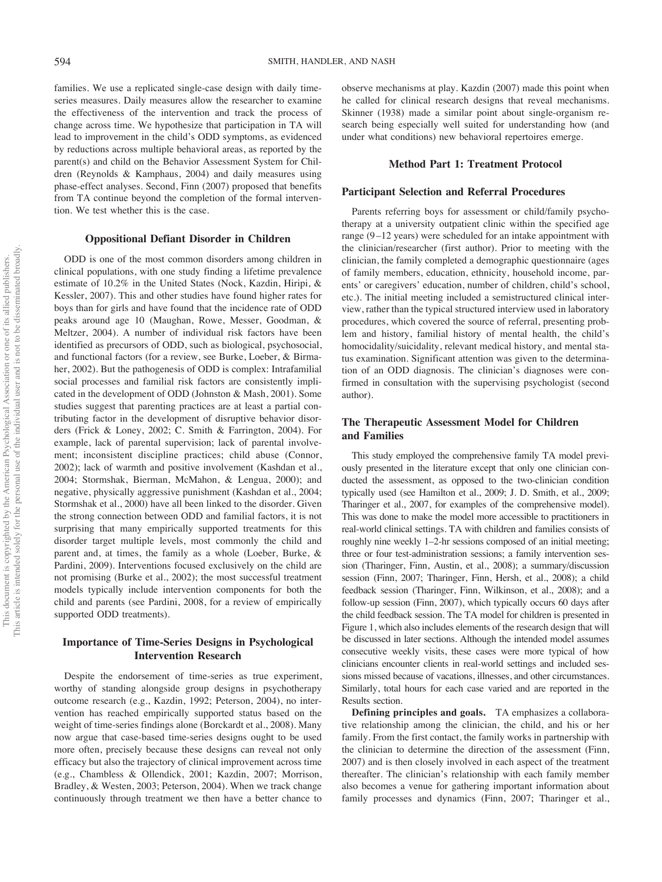families. We use a replicated single-case design with daily time-series measures. Daily measures allow the researcher to examine the effectiveness of the intervention and track the process of change across time. We hypothesize that participation in TA will lead to improvement in the child's ODD symptoms, as evidenced by reductions across multiple behavioral areas, as reported by the parent(s) and child on the Behavior Assessment System for Children (Reynolds & Kamphaus, 2004) and daily measures using phase-effect analyses. Second, Finn (2007) proposed that benefits from TA continue beyond the completion of the formal intervention. We test whether this is the case.

## Oppositional Defiant Disorder in Children

ODD is one of the most common disorders among children in clinical populations, with one study finding a lifetime prevalence estimate of 10.2% in the United States (Nock, Kazdin, Hiripi, & Kessler, 2007). This and other studies have found higher rates for boys than for girls and have found that the incidence rate of ODD peaks around age 10 (Maughan, Rowe, Messer, Goodman, & Meltzer, 2004). A number of individual risk factors have been identified as precursors of ODD, such as biological, psychosocial, and functional factors (for a review, see Burke, Loeber, & Birmaher, 2002). But the pathogenesis of ODD is complex: Intrafamilial social processes and familial risk factors are consistently implicated in the development of ODD (Johnston & Mash, 2001). Some studies suggest that parenting practices are at least a partial contributing factor in the development of disruptive behavior disorders (Frick & Loney, 2002; C. Smith & Farrington, 2004). For example, lack of parental supervision; lack of parental involvement; inconsistent discipline practices; child abuse (Connor, 2002); lack of warmth and positive involvement (Kashdan et al., 2004; Stormshak, Bierman, McMahon, & Lengua, 2000); and negative, physically aggressive punishment (Kashdan et al., 2004; Stormshak et al., 2000) have all been linked to the disorder. Given the strong connection between ODD and familial factors, it is not surprising that many empirically supported treatments for this disorder target multiple levels, most commonly the child and parent and, at times, the family as a whole (Loeber, Burke, & Pardini, 2009). Interventions focused exclusively on the child are not promising (Burke et al., 2002); the most successful treatment models typically include intervention components for both the child and parents (see Pardini, 2008, for a review of empirically supported ODD treatments).

## Importance of Time-Series Designs in Psychological Intervention Research

Despite the endorsement of time-series as true experiment, worthy of standing alongside group designs in psychotherapy outcome research (e.g., Kazdin, 1992; Peterson, 2004), no intervention has reached empirically supported status based on the weight of time-series findings alone (Borckardt et al., 2008). Many now argue that case-based time-series designs ought to be used more often, precisely because these designs can reveal not only efficacy but also the trajectory of clinical improvement across time (e.g., Chambless & Ollendick, 2001; Kazdin, 2007; Morrison, Bradley, & Westen, 2003; Peterson, 2004). When we track change continuously through treatment we then have a better chance to observe mechanisms at play. Kazdin (2007) made this point when he called for clinical research designs that reveal mechanisms. Skinner (1938) made a similar point about single-organism research being especially well suited for understanding how (and under what conditions) new behavioral repertoires emerge.

## Method Part 1: Treatment Protocol

### Participant Selection and Referral Procedures

Parents referring boys for assessment or child/family psychotherapy at a university outpatient clinic within the specified age range (9–12 years) were scheduled for an intake appointment with the clinician/researcher (first author). Prior to meeting with the clinician, the family completed a demographic questionnaire (ages of family members, education, ethnicity, household income, parents' or caregivers' education, number of children, child's school, etc.). The initial meeting included a semistructured clinical interview, rather than the typical structured interview used in laboratory procedures, which covered the source of referral, presenting problem and history, familial history of mental health, the child's homocidality/suicidality, relevant medical history, and mental status examination. Significant attention was given to the determination of an ODD diagnosis. The clinician's diagnoses were confirmed in consultation with the supervising psychologist (second author).

### The Therapeutic Assessment Model for Children and Families

This study employed the comprehensive family TA model previously presented in the literature except that only one clinician conducted the assessment, as opposed to the two-clinician condition typically used (see Hamilton et al., 2009; J. D. Smith, et al., 2009; Tharinger et al., 2007, for examples of the comprehensive model). This was done to make the model more accessible to practitioners in real-world clinical settings. TA with children and families consists of roughly nine weekly 1–2-hr sessions composed of an initial meeting; three or four test-administration sessions; a family intervention session (Tharinger, Finn, Austin, et al., 2008); a summary/discussion session (Finn, 2007; Tharinger, Finn, Hersh, et al., 2008); a child feedback session (Tharinger, Finn, Wilkinson, et al., 2008); and a follow-up session (Finn, 2007), which typically occurs 60 days after the child feedback session. The TA model for children is presented in Figure 1, which also includes elements of the research design that will be discussed in later sections. Although the intended model assumes consecutive weekly visits, these cases were more typical of how clinicians encounter clients in real-world settings and included sessions missed because of vacations, illnesses, and other circumstances. Similarly, total hours for each case varied and are reported in the Results section.

**Defining principles and goals.** TA emphasizes a collaborative relationship among the clinician, the child, and his or her family. From the first contact, the family works in partnership with the clinician to determine the direction of the assessment (Finn, 2007) and is then closely involved in each aspect of the treatment thereafter. The clinician's relationship with each family member also becomes a venue for gathering important information about family processes and dynamics (Finn, 2007; Tharinger et al.,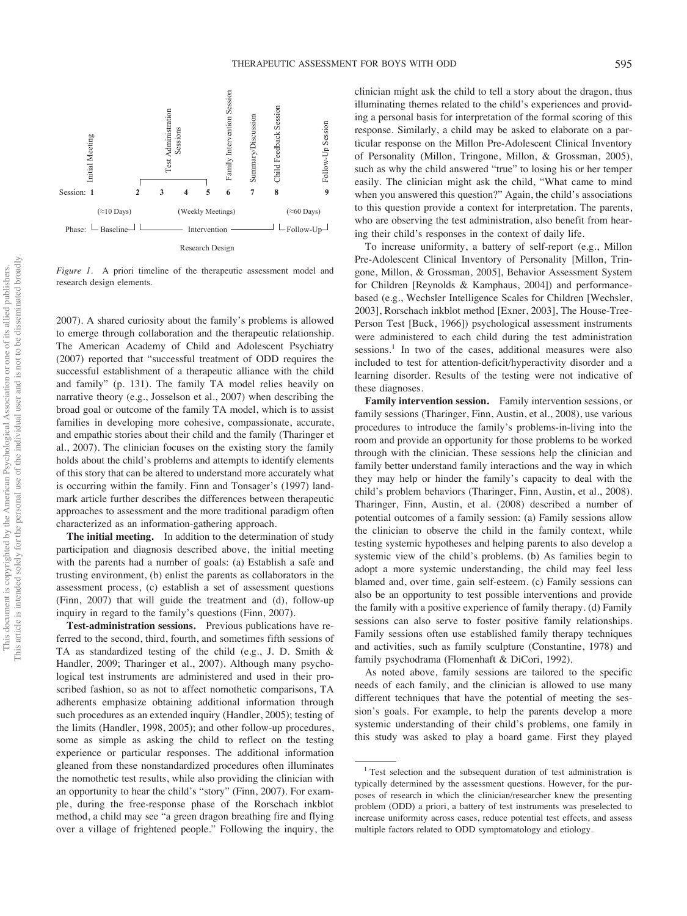Initial Meeting

Test Administration Sessions

Family Intervention Session

Summary/Discussion

Child Feedback Session

Follow-Up Session

Session: 1 2 3 4 5 6 7 8 9

(≈10 Days) (Weekly Meetings) (≈60 Days)

Phase: Baseline Intervention Follow-Up

Research Design

*Figure 1.* A priori timeline of the therapeutic assessment model and research design elements.

2007). A shared curiosity about the family's problems is allowed to emerge through collaboration and the therapeutic relationship. The American Academy of Child and Adolescent Psychiatry (2007) reported that "successful treatment of ODD requires the successful establishment of a therapeutic alliance with the child and family" (p. 131). The family TA model relies heavily on narrative theory (e.g., Josselson et al., 2007) when describing the broad goal or outcome of the family TA model, which is to assist families in developing more cohesive, compassionate, accurate, and empathic stories about their child and the family (Tharinger et al., 2007). The clinician focuses on the existing story the family holds about the child's problems and attempts to identify elements of this story that can be altered to understand more accurately what is occurring within the family. Finn and Tonsager's (1997) landmark article further describes the differences between therapeutic approaches to assessment and the more traditional paradigm often characterized as an information-gathering approach.

**The initial meeting.** In addition to the determination of study participation and diagnosis described above, the initial meeting with the parents had a number of goals: (a) Establish a safe and trusting environment, (b) enlist the parents as collaborators in the assessment process, (c) establish a set of assessment questions (Finn, 2007) that will guide the treatment and (d), follow-up inquiry in regard to the family's questions (Finn, 2007).

**Test-administration sessions.** Previous publications have referred to the second, third, fourth, and sometimes fifth sessions of TA as standardized testing of the child (e.g., J. D. Smith & Handler, 2009; Tharinger et al., 2007). Although many psychological test instruments are administered and used in their proscribed fashion, so as not to affect nomothetic comparisons, TA adherents emphasize obtaining additional information through such procedures as an extended inquiry (Handler, 2005); testing of the limits (Handler, 1998, 2005); and other follow-up procedures, some as simple as asking the child to reflect on the testing experience or particular responses. The additional information gleaned from these nonstandardized procedures often illuminates the nomothetic test results, while also providing the clinician with an opportunity to hear the child's "story" (Finn, 2007). For example, during the free-response phase of the Rorschach inkblot method, a child may see "a green dragon breathing fire and flying over a village of frightened people." Following the inquiry, the clinician might ask the child to tell a story about the dragon, thus illuminating themes related to the child's experiences and providing a personal basis for interpretation of the formal scoring of this response. Similarly, a child may be asked to elaborate on a particular response on the Millon Pre-Adolescent Clinical Inventory of Personality (Millon, Tringone, Millon, & Grossman, 2005), such as why the child answered "true" to losing his or her temper easily. The clinician might ask the child, "What came to mind when you answered this question?" Again, the child's associations to this question provide a context for interpretation. The parents, who are observing the test administration, also benefit from hearing their child's responses in the context of daily life.

To increase uniformity, a battery of self-report (e.g., Millon Pre-Adolescent Clinical Inventory of Personality [Millon, Tringone, Millon, & Grossman, 2005], Behavior Assessment System for Children [Reynolds & Kamphaus, 2004]) and performance-based (e.g., Wechsler Intelligence Scales for Children [Wechsler, 2003], Rorschach inkblot method [Exner, 2003], The House-Tree-Person Test [Buck, 1966]) psychological assessment instruments were administered to each child during the test administration sessions.[1] In two of the cases, additional measures were also included to test for attention-deficit/hyperactivity disorder and a learning disorder. Results of the testing were not indicative of these diagnoses.

**Family intervention session.** Family intervention sessions, or family sessions (Tharinger, Finn, Austin, et al., 2008), use various procedures to introduce the family's problems-in-living into the room and provide an opportunity for those problems to be worked through with the clinician. These sessions help the clinician and family better understand family interactions and the way in which they may help or hinder the family's capacity to deal with the child's problem behaviors (Tharinger, Finn, Austin, et al., 2008). Tharinger, Finn, Austin, et al. (2008) described a number of potential outcomes of a family session: (a) Family sessions allow the clinician to observe the child in the family context, while testing systemic hypotheses and helping parents to also develop a systemic view of the child's problems. (b) As families begin to adopt a more systemic understanding, the child may feel less blamed and, over time, gain self-esteem. (c) Family sessions can also be an opportunity to test possible interventions and provide the family with a positive experience of family therapy. (d) Family sessions can also serve to foster positive family relationships. Family sessions often use established family therapy techniques and activities, such as family sculpture (Constantine, 1978) and family psychodrama (Flomenhaft & DiCori, 1992).

As noted above, family sessions are tailored to the specific needs of each family, and the clinician is allowed to use many different techniques that have the potential of meeting the session's goals. For example, to help the parents develop a more systemic understanding of their child's problems, one family in this study was asked to play a board game. First they played

[1] Test selection and the subsequent duration of test administration is typically determined by the assessment questions. However, for the purposes of research in which the clinician/researcher knew the presenting problem (ODD) a priori, a battery of test instruments was preselected to increase uniformity across cases, reduce potential test effects, and assess multiple factors related to ODD symptomatology and etiology.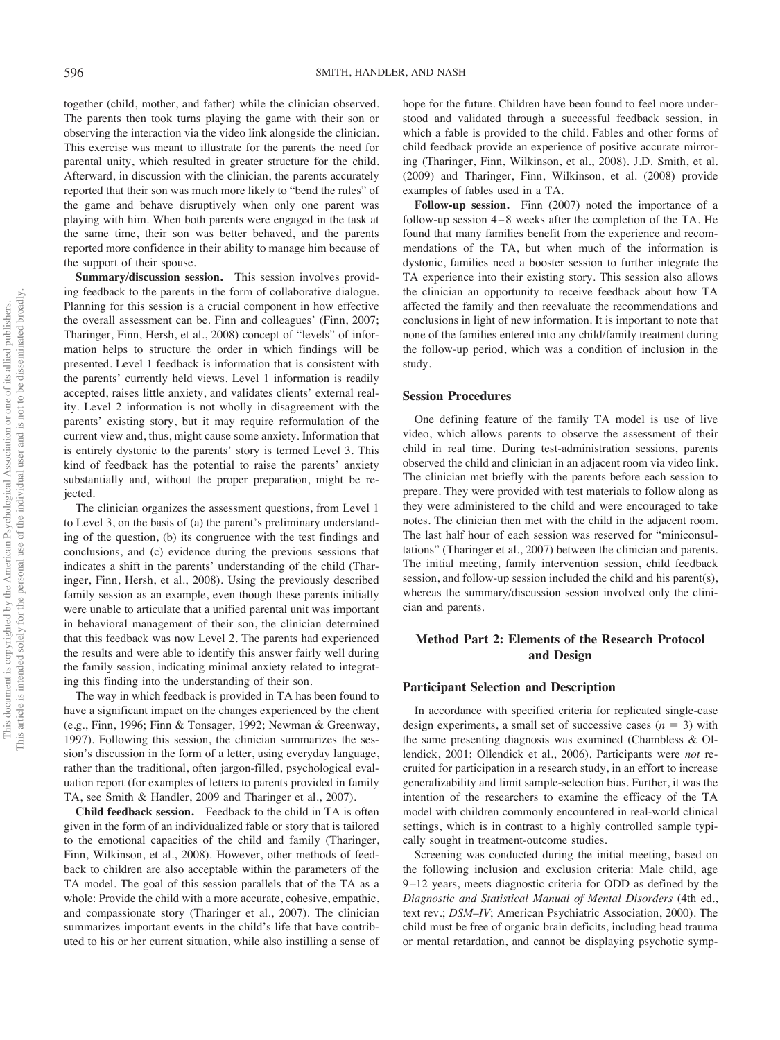together (child, mother, and father) while the clinician observed. The parents then took turns playing the game with their son or observing the interaction via the video link alongside the clinician. This exercise was meant to illustrate for the parents the need for parental unity, which resulted in greater structure for the child. Afterward, in discussion with the clinician, the parents accurately reported that their son was much more likely to "bend the rules" of the game and behave disruptively when only one parent was playing with him. When both parents were engaged in the task at the same time, their son was better behaved, and the parents reported more confidence in their ability to manage him because of the support of their spouse.

**Summary/discussion session.** This session involves providing feedback to the parents in the form of collaborative dialogue. Planning for this session is a crucial component in how effective the overall assessment can be. Finn and colleagues' (Finn, 2007; Tharinger, Finn, Hersh, et al., 2008) concept of "levels" of information helps to structure the order in which findings will be presented. Level 1 feedback is information that is consistent with the parents' currently held views. Level 1 information is readily accepted, raises little anxiety, and validates clients' external reality. Level 2 information is not wholly in disagreement with the parents' existing story, but it may require reformulation of the current view and, thus, might cause some anxiety. Information that is entirely dystonic to the parents' story is termed Level 3. This kind of feedback has the potential to raise the parents' anxiety substantially and, without the proper preparation, might be rejected.

The clinician organizes the assessment questions, from Level 1 to Level 3, on the basis of (a) the parent's preliminary understanding of the question, (b) its congruence with the test findings and conclusions, and (c) evidence during the previous sessions that indicates a shift in the parents' understanding of the child (Tharinger, Finn, Hersh, et al., 2008). Using the previously described family session as an example, even though these parents initially were unable to articulate that a unified parental unit was important in behavioral management of their son, the clinician determined that this feedback was now Level 2. The parents had experienced the results and were able to identify this answer fairly well during the family session, indicating minimal anxiety related to integrating this finding into the understanding of their son.

The way in which feedback is provided in TA has been found to have a significant impact on the changes experienced by the client (e.g., Finn, 1996; Finn & Tonsager, 1992; Newman & Greenway, 1997). Following this session, the clinician summarizes the session's discussion in the form of a letter, using everyday language, rather than the traditional, often jargon-filled, psychological evaluation report (for examples of letters to parents provided in family TA, see Smith & Handler, 2009 and Tharinger et al., 2007).

**Child feedback session.** Feedback to the child in TA is often given in the form of an individualized fable or story that is tailored to the emotional capacities of the child and family (Tharinger, Finn, Wilkinson, et al., 2008). However, other methods of feedback to children are also acceptable within the parameters of the TA model. The goal of this session parallels that of the TA as a whole: Provide the child with a more accurate, cohesive, empathic, and compassionate story (Tharinger et al., 2007). The clinician summarizes important events in the child's life that have contributed to his or her current situation, while also instilling a sense of hope for the future. Children have been found to feel more understood and validated through a successful feedback session, in which a fable is provided to the child. Fables and other forms of child feedback provide an experience of positive accurate mirroring (Tharinger, Finn, Wilkinson, et al., 2008). J.D. Smith, et al. (2009) and Tharinger, Finn, Wilkinson, et al. (2008) provide examples of fables used in a TA.

**Follow-up session.** Finn (2007) noted the importance of a follow-up session 4–8 weeks after the completion of the TA. He found that many families benefit from the experience and recommendations of the TA, but when much of the information is dystonic, families need a booster session to further integrate the TA experience into their existing story. This session also allows the clinician an opportunity to receive feedback about how TA affected the family and then reevaluate the recommendations and conclusions in light of new information. It is important to note that none of the families entered into any child/family treatment during the follow-up period, which was a condition of inclusion in the study.

### Session Procedures

One defining feature of the family TA model is use of live video, which allows parents to observe the assessment of their child in real time. During test-administration sessions, parents observed the child and clinician in an adjacent room via video link. The clinician met briefly with the parents before each session to prepare. They were provided with test materials to follow along as they were administered to the child and were encouraged to take notes. The clinician then met with the child in the adjacent room. The last half hour of each session was reserved for "miniconsultations" (Tharinger et al., 2007) between the clinician and parents. The initial meeting, family intervention session, child feedback session, and follow-up session included the child and his parent(s), whereas the summary/discussion session involved only the clinician and parents.

## Method Part 2: Elements of the Research Protocol and Design

### Participant Selection and Description

In accordance with specified criteria for replicated single-case design experiments, a small set of successive cases ($n = 3$) with the same presenting diagnosis was examined (Chambless & Ollendick, 2001; Ollendick et al., 2006). Participants were *not* recruited for participation in a research study, in an effort to increase generalizability and limit sample-selection bias. Further, it was the intention of the researchers to examine the efficacy of the TA model with children commonly encountered in real-world clinical settings, which is in contrast to a highly controlled sample typically sought in treatment-outcome studies.

Screening was conducted during the initial meeting, based on the following inclusion and exclusion criteria: Male child, age 9–12 years, meets diagnostic criteria for ODD as defined by the *Diagnostic and Statistical Manual of Mental Disorders* (4th ed., text rev.; *DSM–IV*; American Psychiatric Association, 2000). The child must be free of organic brain deficits, including head trauma or mental retardation, and cannot be displaying psychotic symp-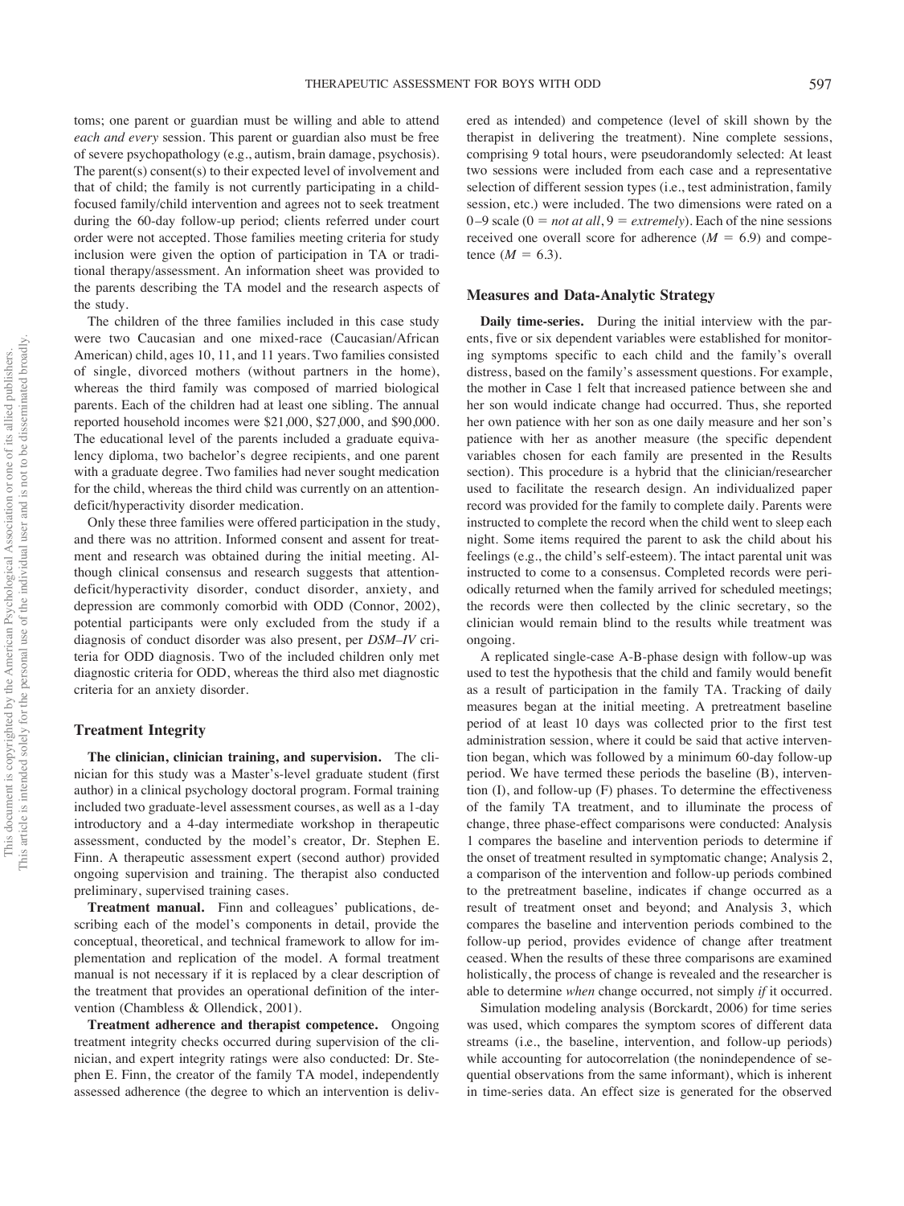toms; one parent or guardian must be willing and able to attend *each and every* session. This parent or guardian also must be free of severe psychopathology (e.g., autism, brain damage, psychosis). The parent(s) consent(s) to their expected level of involvement and that of child; the family is not currently participating in a child-focused family/child intervention and agrees not to seek treatment during the 60-day follow-up period; clients referred under court order were not accepted. Those families meeting criteria for study inclusion were given the option of participation in TA or traditional therapy/assessment. An information sheet was provided to the parents describing the TA model and the research aspects of the study.

The children of the three families included in this case study were two Caucasian and one mixed-race (Caucasian/African American) child, ages 10, 11, and 11 years. Two families consisted of single, divorced mothers (without partners in the home), whereas the third family was composed of married biological parents. Each of the children had at least one sibling. The annual reported household incomes were $21,000, $27,000, and $90,000. The educational level of the parents included a graduate equivalency diploma, two bachelor's degree recipients, and one parent with a graduate degree. Two families had never sought medication for the child, whereas the third child was currently on an attention-deficit/hyperactivity disorder medication.

Only these three families were offered participation in the study, and there was no attrition. Informed consent and assent for treatment and research was obtained during the initial meeting. Although clinical consensus and research suggests that attention-deficit/hyperactivity disorder, conduct disorder, anxiety, and depression are commonly comorbid with ODD (Connor, 2002), potential participants were only excluded from the study if a diagnosis of conduct disorder was also present, per *DSM–IV* criteria for ODD diagnosis. Two of the included children only met diagnostic criteria for ODD, whereas the third also met diagnostic criteria for an anxiety disorder.

## Treatment Integrity

**The clinician, clinician training, and supervision.** The clinician for this study was a Master's-level graduate student (first author) in a clinical psychology doctoral program. Formal training included two graduate-level assessment courses, as well as a 1-day introductory and a 4-day intermediate workshop in therapeutic assessment, conducted by the model's creator, Dr. Stephen E. Finn. A therapeutic assessment expert (second author) provided ongoing supervision and training. The therapist also conducted preliminary, supervised training cases.

**Treatment manual.** Finn and colleagues' publications, describing each of the model's components in detail, provide the conceptual, theoretical, and technical framework to allow for implementation and replication of the model. A formal treatment manual is not necessary if it is replaced by a clear description of the treatment that provides an operational definition of the intervention (Chambless & Ollendick, 2001).

**Treatment adherence and therapist competence.** Ongoing treatment integrity checks occurred during supervision of the clinician, and expert integrity ratings were also conducted: Dr. Stephen E. Finn, the creator of the family TA model, independently assessed adherence (the degree to which an intervention is delivered as intended) and competence (level of skill shown by the therapist in delivering the treatment). Nine complete sessions, comprising 9 total hours, were pseudorandomly selected: At least two sessions were included from each case and a representative selection of different session types (i.e., test administration, family session, etc.) were included. The two dimensions were rated on a 0–9 scale (0 = *not at all*, 9 = *extremely*). Each of the nine sessions received one overall score for adherence ($M = 6.9$) and competence ($M = 6.3$).

## Measures and Data-Analytic Strategy

**Daily time-series.** During the initial interview with the parents, five or six dependent variables were established for monitoring symptoms specific to each child and the family's overall distress, based on the family's assessment questions. For example, the mother in Case 1 felt that increased patience between she and her son would indicate change had occurred. Thus, she reported her own patience with her son as one daily measure and her son's patience with her as another measure (the specific dependent variables chosen for each family are presented in the Results section). This procedure is a hybrid that the clinician/researcher used to facilitate the research design. An individualized paper record was provided for the family to complete daily. Parents were instructed to complete the record when the child went to sleep each night. Some items required the parent to ask the child about his feelings (e.g., the child's self-esteem). The intact parental unit was instructed to come to a consensus. Completed records were periodically returned when the family arrived for scheduled meetings; the records were then collected by the clinic secretary, so the clinician would remain blind to the results while treatment was ongoing.

A replicated single-case A-B-phase design with follow-up was used to test the hypothesis that the child and family would benefit as a result of participation in the family TA. Tracking of daily measures began at the initial meeting. A pretreatment baseline period of at least 10 days was collected prior to the first test administration session, where it could be said that active intervention began, which was followed by a minimum 60-day follow-up period. We have termed these periods the baseline (B), intervention (I), and follow-up (F) phases. To determine the effectiveness of the family TA treatment, and to illuminate the process of change, three phase-effect comparisons were conducted: Analysis 1 compares the baseline and intervention periods to determine if the onset of treatment resulted in symptomatic change; Analysis 2, a comparison of the intervention and follow-up periods combined to the pretreatment baseline, indicates if change occurred as a result of treatment onset and beyond; and Analysis 3, which compares the baseline and intervention periods combined to the follow-up period, provides evidence of change after treatment ceased. When the results of these three comparisons are examined holistically, the process of change is revealed and the researcher is able to determine *when* change occurred, not simply *if* it occurred.

Simulation modeling analysis (Borckardt, 2006) for time series was used, which compares the symptom scores of different data streams (i.e., the baseline, intervention, and follow-up periods) while accounting for autocorrelation (the nonindependence of sequential observations from the same informant), which is inherent in time-series data. An effect size is generated for the observed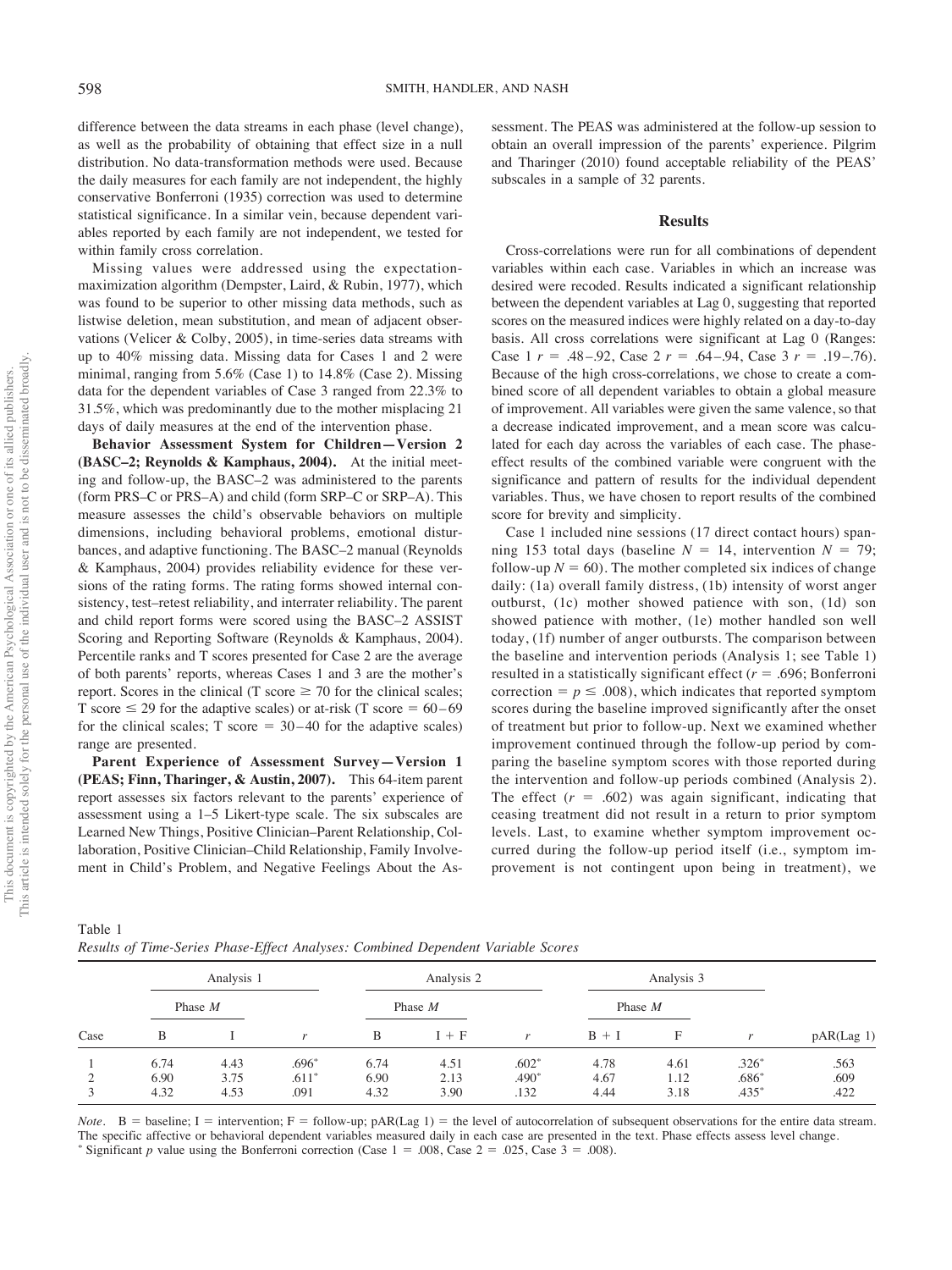difference between the data streams in each phase (level change), as well as the probability of obtaining that effect size in a null distribution. No data-transformation methods were used. Because the daily measures for each family are not independent, the highly conservative Bonferroni (1935) correction was used to determine statistical significance. In a similar vein, because dependent variables reported by each family are not independent, we tested for within family cross correlation.

Missing values were addressed using the expectation-maximization algorithm (Dempster, Laird, & Rubin, 1977), which was found to be superior to other missing data methods, such as listwise deletion, mean substitution, and mean of adjacent observations (Velicer & Colby, 2005), in time-series data streams with up to 40% missing data. Missing data for Cases 1 and 2 were minimal, ranging from 5.6% (Case 1) to 14.8% (Case 2). Missing data for the dependent variables of Case 3 ranged from 22.3% to 31.5%, which was predominantly due to the mother misplacing 21 days of daily measures at the end of the intervention phase.

**Behavior Assessment System for Children—Version 2 (BASC–2; Reynolds & Kamphaus, 2004).** At the initial meeting and follow-up, the BASC–2 was administered to the parents (form PRS–C or PRS–A) and child (form SRP–C or SRP–A). This measure assesses the child's observable behaviors on multiple dimensions, including behavioral problems, emotional disturbances, and adaptive functioning. The BASC–2 manual (Reynolds & Kamphaus, 2004) provides reliability evidence for these versions of the rating forms. The rating forms showed internal consistency, test–retest reliability, and interrater reliability. The parent and child report forms were scored using the BASC–2 ASSIST Scoring and Reporting Software (Reynolds & Kamphaus, 2004). Percentile ranks and T scores presented for Case 2 are the average of both parents' reports, whereas Cases 1 and 3 are the mother's report. Scores in the clinical (T score ≥ 70 for the clinical scales; T score ≤ 29 for the adaptive scales) or at-risk (T score = 60–69 for the clinical scales; T score = 30–40 for the adaptive scales) range are presented.

**Parent Experience of Assessment Survey—Version 1 (PEAS; Finn, Tharinger, & Austin, 2007).** This 64-item parent report assesses six factors relevant to the parents' experience of assessment using a 1–5 Likert-type scale. The six subscales are Learned New Things, Positive Clinician–Parent Relationship, Collaboration, Positive Clinician–Child Relationship, Family Involvement in Child's Problem, and Negative Feelings About the Assessment. The PEAS was administered at the follow-up session to obtain an overall impression of the parents' experience. Pilgrim and Tharinger (2010) found acceptable reliability of the PEAS' subscales in a sample of 32 parents.

## Results

Cross-correlations were run for all combinations of dependent variables within each case. Variables in which an increase was desired were recoded. Results indicated a significant relationship between the dependent variables at Lag 0, suggesting that reported scores on the measured indices were highly related on a day-to-day basis. All cross correlations were significant at Lag 0 (Ranges: Case 1 $r$ = .48–.92, Case 2 $r$ = .64–.94, Case 3 $r$ = .19–.76). Because of the high cross-correlations, we chose to create a combined score of all dependent variables to obtain a global measure of improvement. All variables were given the same valence, so that a decrease indicated improvement, and a mean score was calculated for each day across the variables of each case. The phase-effect results of the combined variable were congruent with the significance and pattern of results for the individual dependent variables. Thus, we have chosen to report results of the combined score for brevity and simplicity.

Case 1 included nine sessions (17 direct contact hours) spanning 153 total days (baseline $N$ = 14, intervention $N$ = 79; follow-up $N$ = 60). The mother completed six indices of change daily: (1a) overall family distress, (1b) intensity of worst anger outburst, (1c) mother showed patience with son, (1d) son showed patience with mother, (1e) mother handled son well today, (1f) number of anger outbursts. The comparison between the baseline and intervention periods (Analysis 1; see Table 1) resulted in a statistically significant effect ($r$ = .696; Bonferroni correction = $p \leq .008$), which indicates that reported symptom scores during the baseline improved significantly after the onset of treatment but prior to follow-up. Next we examined whether improvement continued through the follow-up period by comparing the baseline symptom scores with those reported during the intervention and follow-up periods combined (Analysis 2). The effect ($r$ = .602) was again significant, indicating that ceasing treatment did not result in a return to prior symptom levels. Last, to examine whether symptom improvement occurred during the follow-up period itself (i.e., symptom improvement is not contingent upon being in treatment), we

Table 1
*Results of Time-Series Phase-Effect Analyses: Combined Dependent Variable Scores*

| | Analysis 1 | | | Analysis 2 | | | Analysis 3 | | | |
|---|---|---|---|---|---|---|---|---|---|---|
| | Phase *M* | | | Phase *M* | | | Phase *M* | | | |
| Case | B | I | $r$ | B | I + F | $r$ | B + I | F | $r$ | pAR(Lag 1) |
| 1 | 6.74 | 4.43 | .696* | 6.74 | 4.51 | .602* | 4.78 | 4.61 | .326* | .563 |
| 2 | 6.90 | 3.75 | .611* | 6.90 | 2.13 | .490* | 4.67 | 1.12 | .686* | .609 |
| 3 | 4.32 | 4.53 | .091 | 4.32 | 3.90 | .132 | 4.44 | 3.18 | .435* | .422 |

*Note.* B = baseline; I = intervention; F = follow-up; pAR(Lag 1) = the level of autocorrelation of subsequent observations for the entire data stream. The specific affective or behavioral dependent variables measured daily in each case are presented in the text. Phase effects assess level change.
* Significant $p$ value using the Bonferroni correction (Case 1 = .008, Case 2 = .025, Case 3 = .008).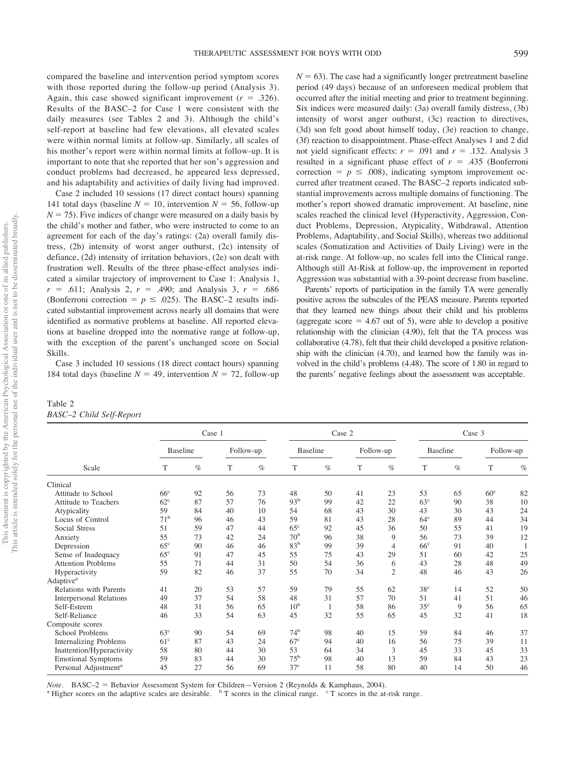compared the baseline and intervention period symptom scores with those reported during the follow-up period (Analysis 3). Again, this case showed significant improvement ($r = .326$). Results of the BASC–2 for Case 1 were consistent with the daily measures (see Tables 2 and 3). Although the child's self-report at baseline had few elevations, all elevated scales were within normal limits at follow-up. Similarly, all scales of his mother's report were within normal limits at follow-up. It is important to note that she reported that her son's aggression and conduct problems had decreased, he appeared less depressed, and his adaptability and activities of daily living had improved.

Case 2 included 10 sessions (17 direct contact hours) spanning 141 total days (baseline $N = 10$, intervention $N = 56$, follow-up $N = 75$). Five indices of change were measured on a daily basis by the child's mother and father, who were instructed to come to an agreement for each of the day's ratings: (2a) overall family distress, (2b) intensity of worst anger outburst, (2c) intensity of defiance, (2d) intensity of irritation behaviors, (2e) son dealt with frustration well. Results of the three phase-effect analyses indicated a similar trajectory of improvement to Case 1: Analysis 1, $r = .611$; Analysis 2, $r = .490$; and Analysis 3, $r = .686$ (Bonferroni correction $= p \leq .025$). The BASC–2 results indicated substantial improvement across nearly all domains that were identified as normative problems at baseline. All reported elevations at baseline dropped into the normative range at follow-up, with the exception of the parent's unchanged score on Social Skills.

Case 3 included 10 sessions (18 direct contact hours) spanning 184 total days (baseline $N = 49$, intervention $N = 72$, follow-up $N = 63$). The case had a significantly longer pretreatment baseline period (49 days) because of an unforeseen medical problem that occurred after the initial meeting and prior to treatment beginning. Six indices were measured daily: (3a) overall family distress, (3b) intensity of worst anger outburst, (3c) reaction to directives, (3d) son felt good about himself today, (3e) reaction to change, (3f) reaction to disappointment. Phase-effect Analyses 1 and 2 did not yield significant effects: $r = .091$ and $r = .132$. Analysis 3 resulted in a significant phase effect of $r = .435$ (Bonferroni correction $= p \leq .008$), indicating symptom improvement occurred after treatment ceased. The BASC–2 reports indicated substantial improvements across multiple domains of functioning. The mother's report showed dramatic improvement. At baseline, nine scales reached the clinical level (Hyperactivity, Aggression, Conduct Problems, Depression, Atypicality, Withdrawal, Attention Problems, Adaptability, and Social Skills), whereas two additional scales (Somatization and Activities of Daily Living) were in the at-risk range. At follow-up, no scales fell into the Clinical range. Although still At-Risk at follow-up, the improvement in reported Aggression was substantial with a 39-point decrease from baseline.

Parents' reports of participation in the family TA were generally positive across the subscales of the PEAS measure. Parents reported that they learned new things about their child and his problems (aggregate score = 4.67 out of 5), were able to develop a positive relationship with the clinician (4.90), felt that the TA process was collaborative (4.78), felt that their child developed a positive relationship with the clinician (4.70), and learned how the family was involved in the child's problems (4.48). The score of 1.80 in regard to the parents' negative feelings about the assessment was acceptable.

Table 2
*BASC–2 Child Self-Report*

| | Case 1 | | | | Case 2 | | | | Case 3 | | | |
|---|---|---|---|---|---|---|---|---|---|---|---|---|
| | Baseline | | Follow-up | | Baseline | | Follow-up | | Baseline | | Follow-up | |
| Scale | T | % | T | % | T | % | T | % | T | % | T | % |
| Clinical | | | | | | | | | | | | |
| Attitude to School | 66[c] | 92 | 56 | 73 | 48 | 50 | 41 | 23 | 53 | 65 | 60[c] | 82 |
| Attitude to Teachers | 62[c] | 87 | 57 | 76 | 93[b] | 99 | 42 | 22 | 63[c] | 90 | 38 | 10 |
| Atypicality | 59 | 84 | 40 | 10 | 54 | 68 | 43 | 30 | 43 | 30 | 43 | 24 |
| Locus of Control | 71[b] | 96 | 46 | 43 | 59 | 81 | 43 | 28 | 64[c] | 89 | 44 | 34 |
| Social Stress | 51 | 59 | 47 | 44 | 65[c] | 92 | 45 | 36 | 50 | 55 | 41 | 19 |
| Anxiety | 55 | 73 | 42 | 24 | 70[b] | 96 | 38 | 9 | 56 | 73 | 39 | 12 |
| Depression | 65[c] | 90 | 46 | 46 | 83[b] | 99 | 39 | 4 | 66[c] | 91 | 40 | 1 |
| Sense of Inadequacy | 65[c] | 91 | 47 | 45 | 55 | 75 | 43 | 29 | 51 | 60 | 42 | 25 |
| Attention Problems | 55 | 71 | 44 | 31 | 50 | 54 | 36 | 6 | 43 | 28 | 48 | 49 |
| Hyperactivity | 59 | 82 | 46 | 37 | 55 | 70 | 34 | 2 | 48 | 46 | 43 | 26 |
| Adaptive[a] | | | | | | | | | | | | |
| Relations with Parents | 41 | 20 | 53 | 57 | 59 | 79 | 55 | 62 | 38[c] | 14 | 52 | 50 |
| Interpersonal Relations | 49 | 37 | 54 | 58 | 48 | 31 | 57 | 70 | 51 | 41 | 51 | 46 |
| Self-Esteem | 48 | 31 | 56 | 65 | 10[b] | 1 | 58 | 86 | 35[c] | 9 | 56 | 65 |
| Self-Reliance | 46 | 33 | 54 | 63 | 45 | 32 | 55 | 65 | 45 | 32 | 41 | 18 |
| Composite scores | | | | | | | | | | | | |
| School Problems | 63[c] | 90 | 54 | 69 | 74[b] | 98 | 40 | 15 | 59 | 84 | 46 | 37 |
| Internalizing Problems | 61[c] | 87 | 43 | 24 | 67[c] | 94 | 40 | 16 | 56 | 75 | 39 | 11 |
| Inattention/Hyperactivity | 58 | 80 | 44 | 30 | 53 | 64 | 34 | 3 | 45 | 33 | 45 | 33 |
| Emotional Symptoms | 59 | 83 | 44 | 30 | 75[b] | 98 | 40 | 13 | 59 | 84 | 43 | 23 |
| Personal Adjustment[a] | 45 | 27 | 56 | 69 | 37[c] | 11 | 58 | 80 | 40 | 14 | 50 | 46 |

*Note*. BASC–2 = Behavior Assessment System for Children—Version 2 (Reynolds & Kamphaus, 2004).
[a] Higher scores on the adaptive scales are desirable. [b] T scores in the clinical range. [c] T scores in the at-risk range.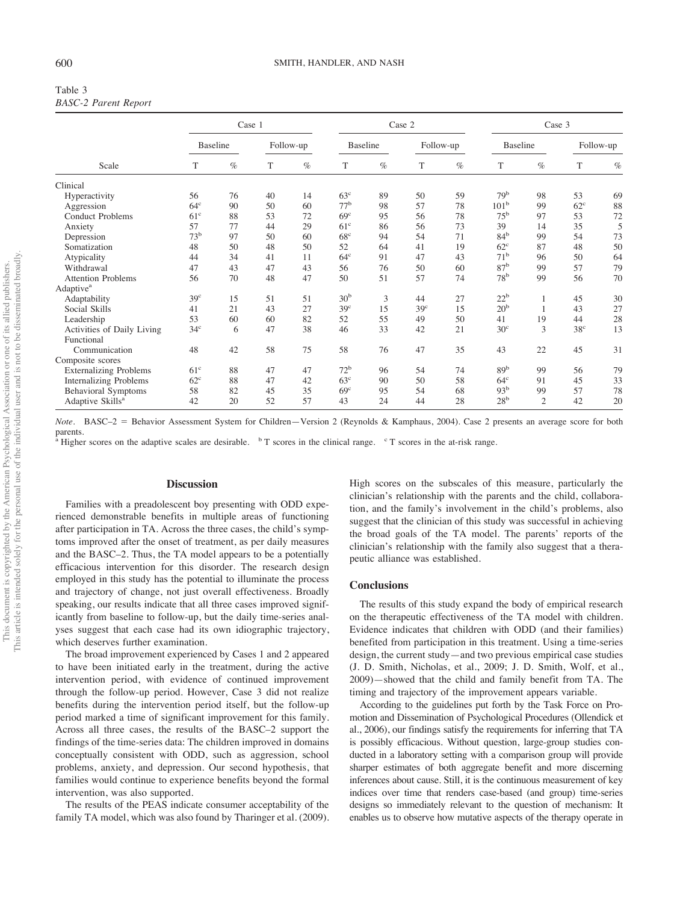Table 3
*BASC-2 Parent Report*

| Scale | Case 1 | | | | Case 2 | | | | Case 3 | | | |
|---|---|---|---|---|---|---|---|---|---|---|---|---|
| | Baseline | | Follow-up | | Baseline | | Follow-up | | Baseline | | Follow-up | |
| | T | % | T | % | T | % | T | % | T | % | T | % |
| Clinical | | | | | | | | | | | | |
| Hyperactivity | 56 | 76 | 40 | 14 | 63[c] | 89 | 50 | 59 | 79[b] | 98 | 53 | 69 |
| Aggression | 64[c] | 90 | 50 | 60 | 77[b] | 98 | 57 | 78 | 101[b] | 99 | 62[c] | 88 |
| Conduct Problems | 61[c] | 88 | 53 | 72 | 69[c] | 95 | 56 | 78 | 75[b] | 97 | 53 | 72 |
| Anxiety | 57 | 77 | 44 | 29 | 61[c] | 86 | 56 | 73 | 39 | 14 | 35 | 5 |
| Depression | 73[b] | 97 | 50 | 60 | 68[c] | 94 | 54 | 71 | 84[b] | 99 | 54 | 73 |
| Somatization | 48 | 50 | 48 | 50 | 52 | 64 | 41 | 19 | 62[c] | 87 | 48 | 50 |
| Atypicality | 44 | 34 | 41 | 11 | 64[c] | 91 | 47 | 43 | 71[b] | 96 | 50 | 64 |
| Withdrawal | 47 | 43 | 47 | 43 | 56 | 76 | 50 | 60 | 87[b] | 99 | 57 | 79 |
| Attention Problems | 56 | 70 | 48 | 47 | 50 | 51 | 57 | 74 | 78[b] | 99 | 56 | 70 |
| Adaptive[a] | | | | | | | | | | | | |
| Adaptability | 39[c] | 15 | 51 | 51 | 30[b] | 3 | 44 | 27 | 22[b] | 1 | 45 | 30 |
| Social Skills | 41 | 21 | 43 | 27 | 39[c] | 15 | 39[c] | 15 | 20[b] | 1 | 43 | 27 |
| Leadership | 53 | 60 | 60 | 82 | 52 | 55 | 49 | 50 | 41 | 19 | 44 | 28 |
| Activities of Daily Living | 34[c] | 6 | 47 | 38 | 46 | 33 | 42 | 21 | 30[c] | 3 | 38[c] | 13 |
| Functional Communication | 48 | 42 | 58 | 75 | 58 | 76 | 47 | 35 | 43 | 22 | 45 | 31 |
| Composite scores | | | | | | | | | | | | |
| Externalizing Problems | 61[c] | 88 | 47 | 47 | 72[b] | 96 | 54 | 74 | 89[b] | 99 | 56 | 79 |
| Internalizing Problems | 62[c] | 88 | 47 | 42 | 63[c] | 90 | 50 | 58 | 64[c] | 91 | 45 | 33 |
| Behavioral Symptoms | 58 | 82 | 45 | 35 | 69[c] | 95 | 54 | 68 | 93[b] | 99 | 57 | 78 |
| Adaptive Skills[a] | 42 | 20 | 52 | 57 | 43 | 24 | 44 | 28 | 28[b] | 2 | 42 | 20 |

*Note*. BASC–2 = Behavior Assessment System for Children—Version 2 (Reynolds & Kamphaus, 2004). Case 2 presents an average score for both parents.
[a] Higher scores on the adaptive scales are desirable. [b] T scores in the clinical range. [c] T scores in the at-risk range.

## Discussion

Families with a preadolescent boy presenting with ODD experienced demonstrable benefits in multiple areas of functioning after participation in TA. Across the three cases, the child's symptoms improved after the onset of treatment, as per daily measures and the BASC–2. Thus, the TA model appears to be a potentially efficacious intervention for this disorder. The research design employed in this study has the potential to illuminate the process and trajectory of change, not just overall effectiveness. Broadly speaking, our results indicate that all three cases improved significantly from baseline to follow-up, but the daily time-series analyses suggest that each case had its own idiographic trajectory, which deserves further examination.

The broad improvement experienced by Cases 1 and 2 appeared to have been initiated early in the treatment, during the active intervention period, with evidence of continued improvement through the follow-up period. However, Case 3 did not realize benefits during the intervention period itself, but the follow-up period marked a time of significant improvement for this family. Across all three cases, the results of the BASC–2 support the findings of the time-series data: The children improved in domains conceptually consistent with ODD, such as aggression, school problems, anxiety, and depression. Our second hypothesis, that families would continue to experience benefits beyond the formal intervention, was also supported.

The results of the PEAS indicate consumer acceptability of the family TA model, which was also found by Tharinger et al. (2009). High scores on the subscales of this measure, particularly the clinician's relationship with the parents and the child, collaboration, and the family's involvement in the child's problems, also suggest that the clinician of this study was successful in achieving the broad goals of the TA model. The parents' reports of the clinician's relationship with the family also suggest that a therapeutic alliance was established.

### Conclusions

The results of this study expand the body of empirical research on the therapeutic effectiveness of the TA model with children. Evidence indicates that children with ODD (and their families) benefited from participation in this treatment. Using a time-series design, the current study—and two previous empirical case studies (J. D. Smith, Nicholas, et al., 2009; J. D. Smith, Wolf, et al., 2009)—showed that the child and family benefit from TA. The timing and trajectory of the improvement appears variable.

According to the guidelines put forth by the Task Force on Promotion and Dissemination of Psychological Procedures (Ollendick et al., 2006), our findings satisfy the requirements for inferring that TA is possibly efficacious. Without question, large-group studies conducted in a laboratory setting with a comparison group will provide sharper estimates of both aggregate benefit and more discerning inferences about cause. Still, it is the continuous measurement of key indices over time that renders case-based (and group) time-series designs so immediately relevant to the question of mechanism: It enables us to observe how mutative aspects of the therapy operate in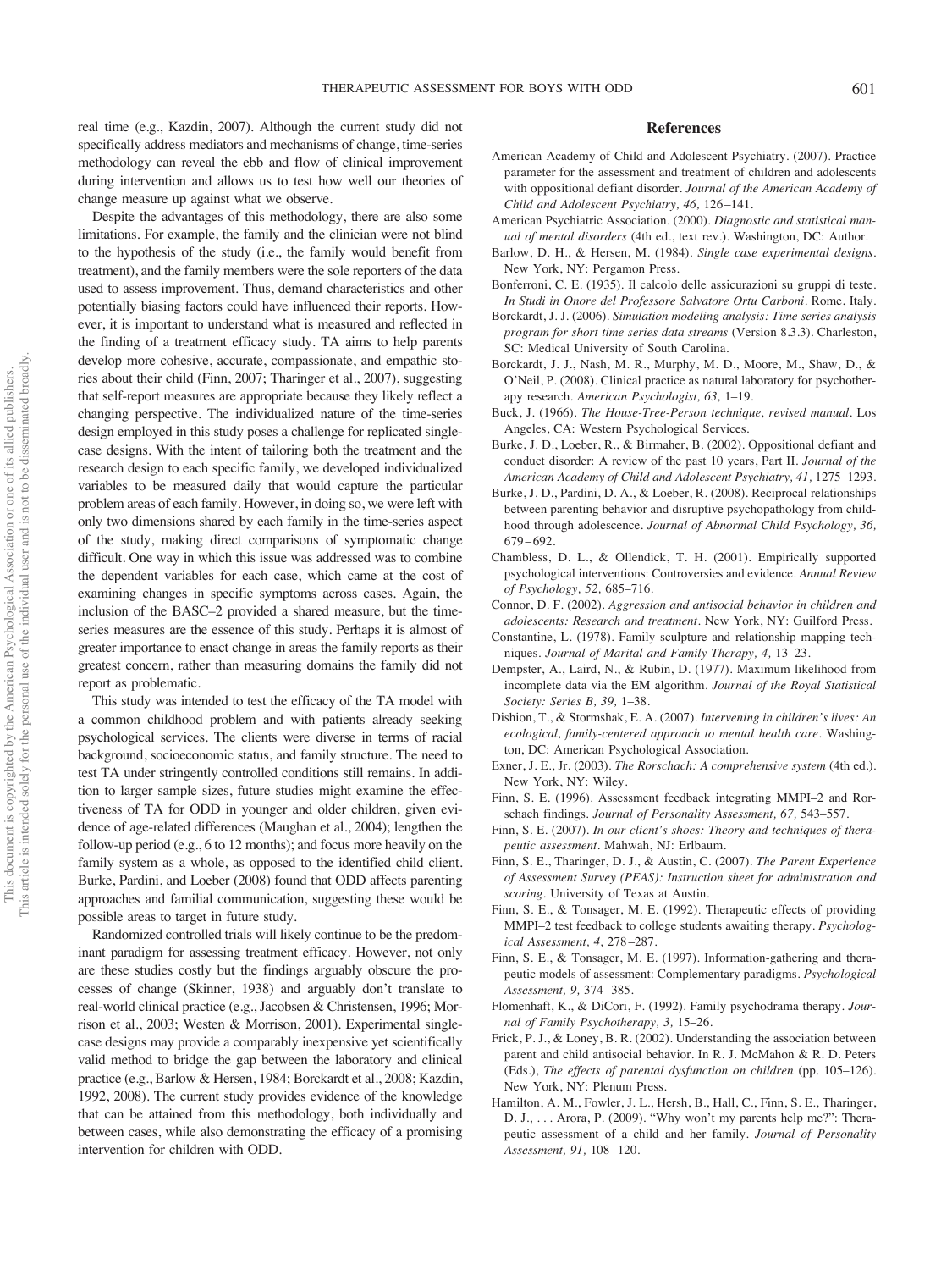real time (e.g., Kazdin, 2007). Although the current study did not specifically address mediators and mechanisms of change, time-series methodology can reveal the ebb and flow of clinical improvement during intervention and allows us to test how well our theories of change measure up against what we observe.

Despite the advantages of this methodology, there are also some limitations. For example, the family and the clinician were not blind to the hypothesis of the study (i.e., the family would benefit from treatment), and the family members were the sole reporters of the data used to assess improvement. Thus, demand characteristics and other potentially biasing factors could have influenced their reports. However, it is important to understand what is measured and reflected in the finding of a treatment efficacy study. TA aims to help parents develop more cohesive, accurate, compassionate, and empathic stories about their child (Finn, 2007; Tharinger et al., 2007), suggesting that self-report measures are appropriate because they likely reflect a changing perspective. The individualized nature of the time-series design employed in this study poses a challenge for replicated single-case designs. With the intent of tailoring both the treatment and the research design to each specific family, we developed individualized variables to be measured daily that would capture the particular problem areas of each family. However, in doing so, we were left with only two dimensions shared by each family in the time-series aspect of the study, making direct comparisons of symptomatic change difficult. One way in which this issue was addressed was to combine the dependent variables for each case, which came at the cost of examining changes in specific symptoms across cases. Again, the inclusion of the BASC–2 provided a shared measure, but the time-series measures are the essence of this study. Perhaps it is almost of greater importance to enact change in areas the family reports as their greatest concern, rather than measuring domains the family did not report as problematic.

This study was intended to test the efficacy of the TA model with a common childhood problem and with patients already seeking psychological services. The clients were diverse in terms of racial background, socioeconomic status, and family structure. The need to test TA under stringently controlled conditions still remains. In addition to larger sample sizes, future studies might examine the effectiveness of TA for ODD in younger and older children, given evidence of age-related differences (Maughan et al., 2004); lengthen the follow-up period (e.g., 6 to 12 months); and focus more heavily on the family system as a whole, as opposed to the identified child client. Burke, Pardini, and Loeber (2008) found that ODD affects parenting approaches and familial communication, suggesting these would be possible areas to target in future study.

Randomized controlled trials will likely continue to be the predominant paradigm for assessing treatment efficacy. However, not only are these studies costly but the findings arguably obscure the processes of change (Skinner, 1938) and arguably don't translate to real-world clinical practice (e.g., Jacobsen & Christensen, 1996; Morrison et al., 2003; Westen & Morrison, 2001). Experimental single-case designs may provide a comparably inexpensive yet scientifically valid method to bridge the gap between the laboratory and clinical practice (e.g., Barlow & Hersen, 1984; Borckardt et al., 2008; Kazdin, 1992, 2008). The current study provides evidence of the knowledge that can be attained from this methodology, both individually and between cases, while also demonstrating the efficacy of a promising intervention for children with ODD.

## References

American Academy of Child and Adolescent Psychiatry. (2007). Practice parameter for the assessment and treatment of children and adolescents with oppositional defiant disorder. *Journal of the American Academy of Child and Adolescent Psychiatry, 46,* 126–141.

American Psychiatric Association. (2000). *Diagnostic and statistical manual of mental disorders* (4th ed., text rev.). Washington, DC: Author.

Barlow, D. H., & Hersen, M. (1984). *Single case experimental designs*. New York, NY: Pergamon Press.

Bonferroni, C. E. (1935). Il calcolo delle assicurazioni su gruppi di teste. *In Studi in Onore del Professore Salvatore Ortu Carboni*. Rome, Italy.

Borckardt, J. J. (2006). *Simulation modeling analysis: Time series analysis program for short time series data streams* (Version 8.3.3). Charleston, SC: Medical University of South Carolina.

Borckardt, J. J., Nash, M. R., Murphy, M. D., Moore, M., Shaw, D., & O'Neil, P. (2008). Clinical practice as natural laboratory for psychotherapy research. *American Psychologist, 63,* 1–19.

Buck, J. (1966). *The House-Tree-Person technique, revised manual*. Los Angeles, CA: Western Psychological Services.

Burke, J. D., Loeber, R., & Birmaher, B. (2002). Oppositional defiant and conduct disorder: A review of the past 10 years, Part II. *Journal of the American Academy of Child and Adolescent Psychiatry, 41,* 1275–1293.

Burke, J. D., Pardini, D. A., & Loeber, R. (2008). Reciprocal relationships between parenting behavior and disruptive psychopathology from childhood through adolescence. *Journal of Abnormal Child Psychology, 36,* 679–692.

Chambless, D. L., & Ollendick, T. H. (2001). Empirically supported psychological interventions: Controversies and evidence. *Annual Review of Psychology, 52,* 685–716.

Connor, D. F. (2002). *Aggression and antisocial behavior in children and adolescents: Research and treatment*. New York, NY: Guilford Press.

Constantine, L. (1978). Family sculpture and relationship mapping techniques. *Journal of Marital and Family Therapy, 4,* 13–23.

Dempster, A., Laird, N., & Rubin, D. (1977). Maximum likelihood from incomplete data via the EM algorithm. *Journal of the Royal Statistical Society: Series B, 39,* 1–38.

Dishion, T., & Stormshak, E. A. (2007). *Intervening in children's lives: An ecological, family-centered approach to mental health care*. Washington, DC: American Psychological Association.

Exner, J. E., Jr. (2003). *The Rorschach: A comprehensive system* (4th ed.). New York, NY: Wiley.

Finn, S. E. (1996). Assessment feedback integrating MMPI–2 and Rorschach findings. *Journal of Personality Assessment, 67,* 543–557.

Finn, S. E. (2007). *In our client's shoes: Theory and techniques of therapeutic assessment*. Mahwah, NJ: Erlbaum.

Finn, S. E., Tharinger, D. J., & Austin, C. (2007). *The Parent Experience of Assessment Survey (PEAS): Instruction sheet for administration and scoring*. University of Texas at Austin.

Finn, S. E., & Tonsager, M. E. (1992). Therapeutic effects of providing MMPI–2 test feedback to college students awaiting therapy. *Psychological Assessment, 4,* 278–287.

Finn, S. E., & Tonsager, M. E. (1997). Information-gathering and therapeutic models of assessment: Complementary paradigms. *Psychological Assessment, 9,* 374–385.

Flomenhaft, K., & DiCori, F. (1992). Family psychodrama therapy. *Journal of Family Psychotherapy, 3,* 15–26.

Frick, P. J., & Loney, B. R. (2002). Understanding the association between parent and child antisocial behavior. In R. J. McMahon & R. D. Peters (Eds.), *The effects of parental dysfunction on children* (pp. 105–126). New York, NY: Plenum Press.

Hamilton, A. M., Fowler, J. L., Hersh, B., Hall, C., Finn, S. E., Tharinger, D. J., . . . Arora, P. (2009). "Why won't my parents help me?": Therapeutic assessment of a child and her family. *Journal of Personality Assessment, 91,* 108–120.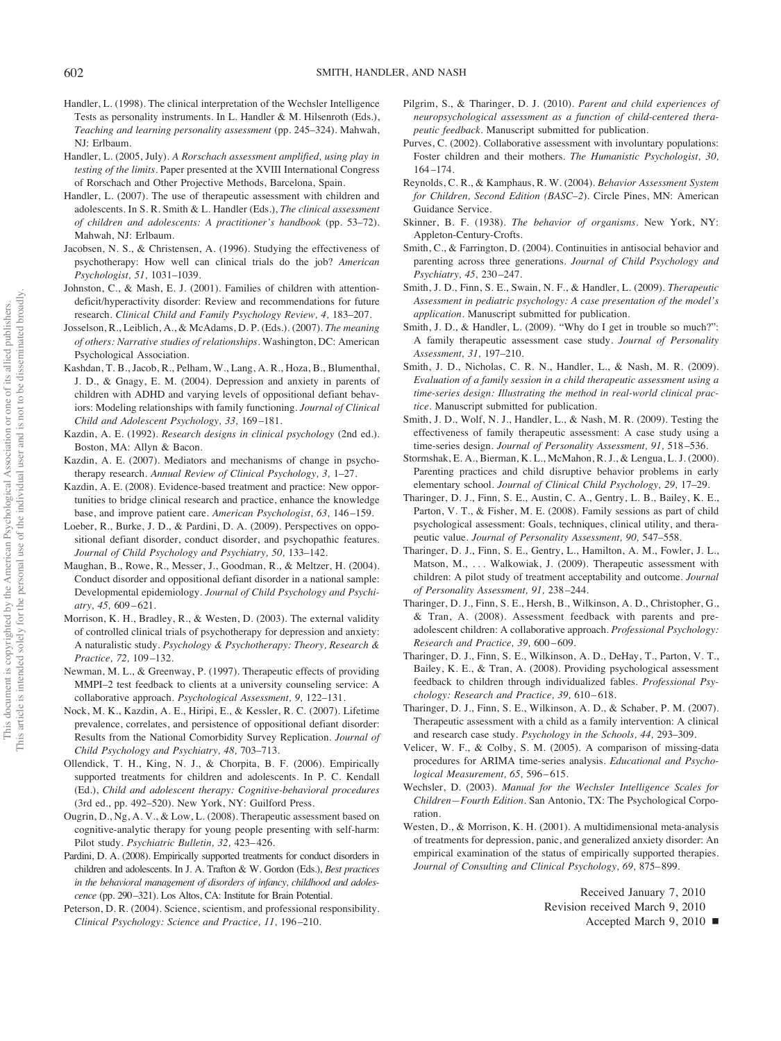Handler, L. (1998). The clinical interpretation of the Wechsler Intelligence Tests as personality instruments. In L. Handler & M. Hilsenroth (Eds.), *Teaching and learning personality assessment* (pp. 245–324). Mahwah, NJ: Erlbaum.

Handler, L. (2005, July). *A Rorschach assessment amplified, using play in testing of the limits*. Paper presented at the XVIII International Congress of Rorschach and Other Projective Methods, Barcelona, Spain.

Handler, L. (2007). The use of therapeutic assessment with children and adolescents. In S. R. Smith & L. Handler (Eds.), *The clinical assessment of children and adolescents: A practitioner's handbook* (pp. 53–72). Mahwah, NJ: Erlbaum.

Jacobsen, N. S., & Christensen, A. (1996). Studying the effectiveness of psychotherapy: How well can clinical trials do the job? *American Psychologist, 51,* 1031–1039.

Johnston, C., & Mash, E. J. (2001). Families of children with attention-deficit/hyperactivity disorder: Review and recommendations for future research. *Clinical Child and Family Psychology Review, 4,* 183–207.

Josselson, R., Leiblich, A., & McAdams, D. P. (Eds.). (2007). *The meaning of others: Narrative studies of relationships*. Washington, DC: American Psychological Association.

Kashdan, T. B., Jacob, R., Pelham, W., Lang, A. R., Hoza, B., Blumenthal, J. D., & Gnagy, E. M. (2004). Depression and anxiety in parents of children with ADHD and varying levels of oppositional defiant behaviors: Modeling relationships with family functioning. *Journal of Clinical Child and Adolescent Psychology, 33,* 169–181.

Kazdin, A. E. (1992). *Research designs in clinical psychology* (2nd ed.). Boston, MA: Allyn & Bacon.

Kazdin, A. E. (2007). Mediators and mechanisms of change in psychotherapy research. *Annual Review of Clinical Psychology, 3,* 1–27.

Kazdin, A. E. (2008). Evidence-based treatment and practice: New opportunities to bridge clinical research and practice, enhance the knowledge base, and improve patient care. *American Psychologist, 63,* 146–159.

Loeber, R., Burke, J. D., & Pardini, D. A. (2009). Perspectives on oppositional defiant disorder, conduct disorder, and psychopathic features. *Journal of Child Psychology and Psychiatry, 50,* 133–142.

Maughan, B., Rowe, R., Messer, J., Goodman, R., & Meltzer, H. (2004). Conduct disorder and oppositional defiant disorder in a national sample: Developmental epidemiology. *Journal of Child Psychology and Psychiatry, 45,* 609–621.

Morrison, K. H., Bradley, R., & Westen, D. (2003). The external validity of controlled clinical trials of psychotherapy for depression and anxiety: A naturalistic study. *Psychology & Psychotherapy: Theory, Research & Practice, 72,* 109–132.

Newman, M. L., & Greenway, P. (1997). Therapeutic effects of providing MMPI–2 test feedback to clients at a university counseling service: A collaborative approach. *Psychological Assessment, 9,* 122–131.

Nock, M. K., Kazdin, A. E., Hiripi, E., & Kessler, R. C. (2007). Lifetime prevalence, correlates, and persistence of oppositional defiant disorder: Results from the National Comorbidity Survey Replication. *Journal of Child Psychology and Psychiatry, 48,* 703–713.

Ollendick, T. H., King, N. J., & Chorpita, B. F. (2006). Empirically supported treatments for children and adolescents. In P. C. Kendall (Ed.), *Child and adolescent therapy: Cognitive-behavioral procedures* (3rd ed., pp. 492–520). New York, NY: Guilford Press.

Ougrin, D., Ng, A. V., & Low, L. (2008). Therapeutic assessment based on cognitive-analytic therapy for young people presenting with self-harm: Pilot study. *Psychiatric Bulletin, 32,* 423–426.

Pardini, D. A. (2008). Empirically supported treatments for conduct disorders in children and adolescents. In J. A. Trafton & W. Gordon (Eds.), *Best practices in the behavioral management of disorders of infancy, childhood and adolescence* (pp. 290–321). Los Altos, CA: Institute for Brain Potential.

Peterson, D. R. (2004). Science, scientism, and professional responsibility. *Clinical Psychology: Science and Practice, 11,* 196–210.

Pilgrim, S., & Tharinger, D. J. (2010). *Parent and child experiences of neuropsychological assessment as a function of child-centered therapeutic feedback*. Manuscript submitted for publication.

Purves, C. (2002). Collaborative assessment with involuntary populations: Foster children and their mothers. *The Humanistic Psychologist, 30,* 164–174.

Reynolds, C. R., & Kamphaus, R. W. (2004). *Behavior Assessment System for Children, Second Edition (BASC–2)*. Circle Pines, MN: American Guidance Service.

Skinner, B. F. (1938). *The behavior of organisms*. New York, NY: Appleton-Century-Crofts.

Smith, C., & Farrington, D. (2004). Continuities in antisocial behavior and parenting across three generations. *Journal of Child Psychology and Psychiatry, 45,* 230–247.

Smith, J. D., Finn, S. E., Swain, N. F., & Handler, L. (2009). *Therapeutic Assessment in pediatric psychology: A case presentation of the model's application*. Manuscript submitted for publication.

Smith, J. D., & Handler, L. (2009). "Why do I get in trouble so much?": A family therapeutic assessment case study. *Journal of Personality Assessment, 31,* 197–210.

Smith, J. D., Nicholas, C. R. N., Handler, L., & Nash, M. R. (2009). *Evaluation of a family session in a child therapeutic assessment using a time-series design: Illustrating the method in real-world clinical practice*. Manuscript submitted for publication.

Smith, J. D., Wolf, N. J., Handler, L., & Nash, M. R. (2009). Testing the effectiveness of family therapeutic assessment: A case study using a time-series design. *Journal of Personality Assessment, 91,* 518–536.

Stormshak, E. A., Bierman, K. L., McMahon, R. J., & Lengua, L. J. (2000). Parenting practices and child disruptive behavior problems in early elementary school. *Journal of Clinical Child Psychology, 29,* 17–29.

Tharinger, D. J., Finn, S. E., Austin, C. A., Gentry, L. B., Bailey, K. E., Parton, V. T., & Fisher, M. E. (2008). Family sessions as part of child psychological assessment: Goals, techniques, clinical utility, and therapeutic value. *Journal of Personality Assessment, 90,* 547–558.

Tharinger, D. J., Finn, S. E., Gentry, L., Hamilton, A. M., Fowler, J. L., Matson, M., . . . Walkowiak, J. (2009). Therapeutic assessment with children: A pilot study of treatment acceptability and outcome. *Journal of Personality Assessment, 91,* 238–244.

Tharinger, D. J., Finn, S. E., Hersh, B., Wilkinson, A. D., Christopher, G., & Tran, A. (2008). Assessment feedback with parents and preadolescent children: A collaborative approach. *Professional Psychology: Research and Practice, 39,* 600–609.

Tharinger, D. J., Finn, S. E., Wilkinson, A. D., DeHay, T., Parton, V. T., Bailey, K. E., & Tran, A. (2008). Providing psychological assessment feedback to children through individualized fables. *Professional Psychology: Research and Practice, 39,* 610–618.

Tharinger, D. J., Finn, S. E., Wilkinson, A. D., & Schaber, P. M. (2007). Therapeutic assessment with a child as a family intervention: A clinical and research case study. *Psychology in the Schools, 44,* 293–309.

Velicer, W. F., & Colby, S. M. (2005). A comparison of missing-data procedures for ARIMA time-series analysis. *Educational and Psychological Measurement, 65,* 596–615.

Wechsler, D. (2003). *Manual for the Wechsler Intelligence Scales for Children—Fourth Edition*. San Antonio, TX: The Psychological Corporation.

Westen, D., & Morrison, K. H. (2001). A multidimensional meta-analysis of treatments for depression, panic, and generalized anxiety disorder: An empirical examination of the status of empirically supported therapies. *Journal of Consulting and Clinical Psychology, 69,* 875–899.

Received January 7, 2010
Revision received March 9, 2010
Accepted March 9, 2010 ■